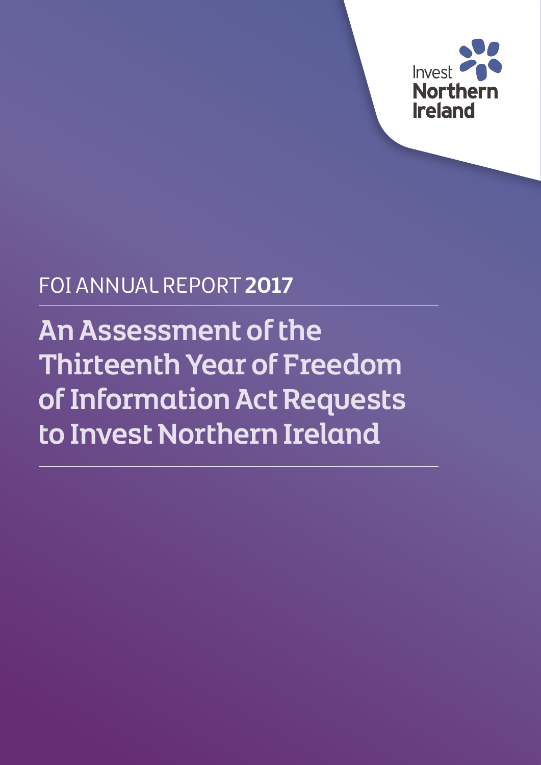Invest Northern Ireland

FOI ANNUAL REPORT **2017**

# An Assessment of the Thirteenth Year of Freedom of Information Act Requests to Invest Northern Ireland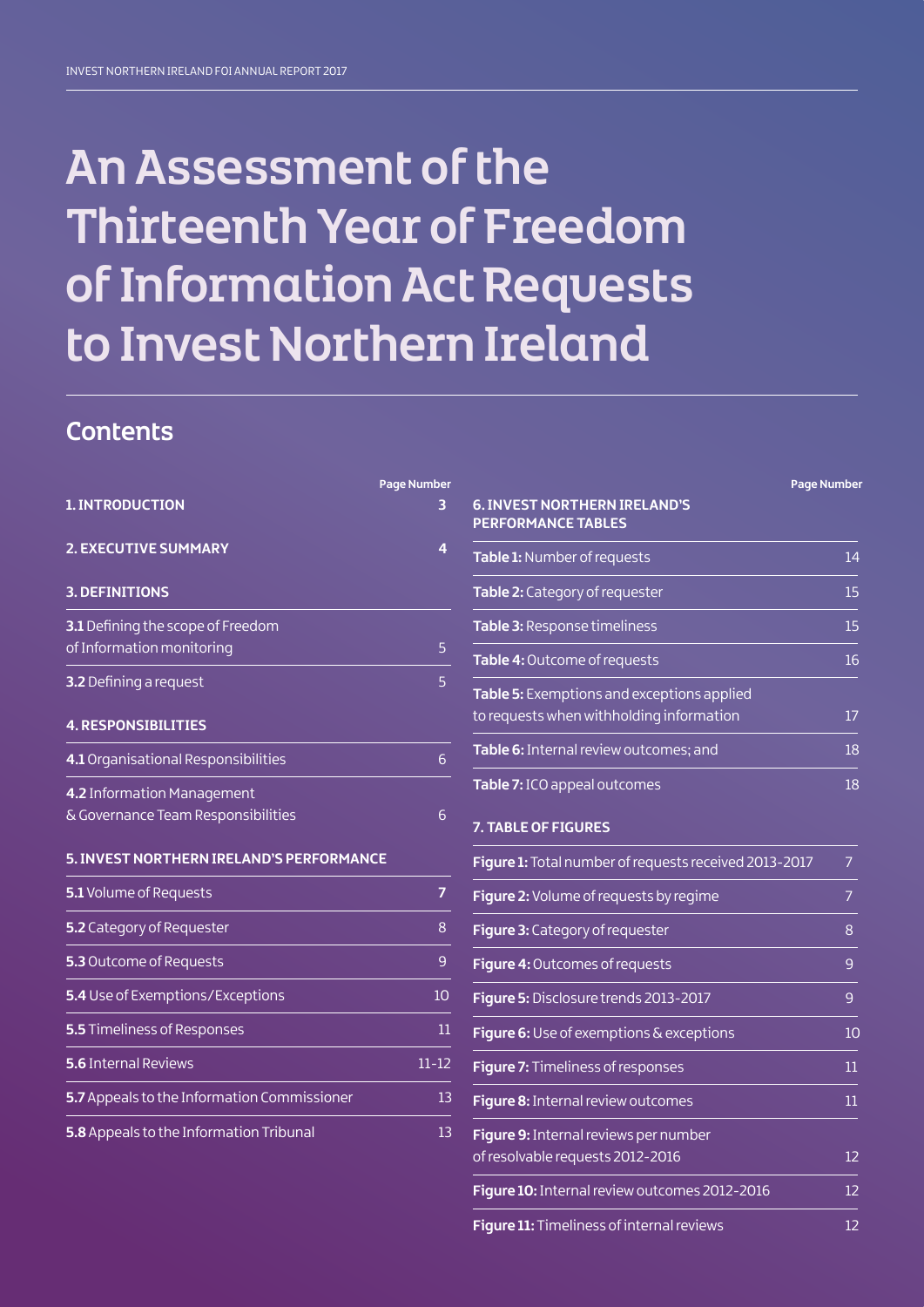# An Assessment of the Thirteenth Year of Freedom of Information Act Requests to Invest Northern Ireland

## Contents

| | Page Number |
|---|---|
| **1. INTRODUCTION** | **3** |
| **2. EXECUTIVE SUMMARY** | **4** |
| **3. DEFINITIONS** | |
| **3.1** Defining the scope of Freedom of Information monitoring | 5 |
| **3.2** Defining a request | 5 |
| **4. RESPONSIBILITIES** | |
| **4.1** Organisational Responsibilities | 6 |
| **4.2** Information Management & Governance Team Responsibilities | 6 |
| **5. INVEST NORTHERN IRELAND'S PERFORMANCE** | |
| **5.1** Volume of Requests | **7** |
| **5.2** Category of Requester | 8 |
| **5.3** Outcome of Requests | 9 |
| **5.4** Use of Exemptions/Exceptions | 10 |
| **5.5** Timeliness of Responses | 11 |
| **5.6** Internal Reviews | 11-12 |
| **5.7** Appeals to the Information Commissioner | 13 |
| **5.8** Appeals to the Information Tribunal | 13 |

| | Page Number |
|---|---|
| **6. INVEST NORTHERN IRELAND'S PERFORMANCE TABLES** | |
| **Table 1:** Number of requests | 14 |
| **Table 2:** Category of requester | 15 |
| **Table 3:** Response timeliness | 15 |
| **Table 4:** Outcome of requests | 16 |
| **Table 5:** Exemptions and exceptions applied to requests when withholding information | 17 |
| **Table 6:** Internal review outcomes; and | 18 |
| **Table 7:** ICO appeal outcomes | 18 |
| **7. TABLE OF FIGURES** | |
| **Figure 1:** Total number of requests received 2013-2017 | 7 |
| **Figure 2:** Volume of requests by regime | 7 |
| **Figure 3:** Category of requester | 8 |
| **Figure 4:** Outcomes of requests | 9 |
| **Figure 5:** Disclosure trends 2013-2017 | 9 |
| **Figure 6:** Use of exemptions & exceptions | 10 |
| **Figure 7:** Timeliness of responses | 11 |
| **Figure 8:** Internal review outcomes | 11 |
| **Figure 9:** Internal reviews per number of resolvable requests 2012-2016 | 12 |
| **Figure 10:** Internal review outcomes 2012-2016 | 12 |
| **Figure 11:** Timeliness of internal reviews | 12 |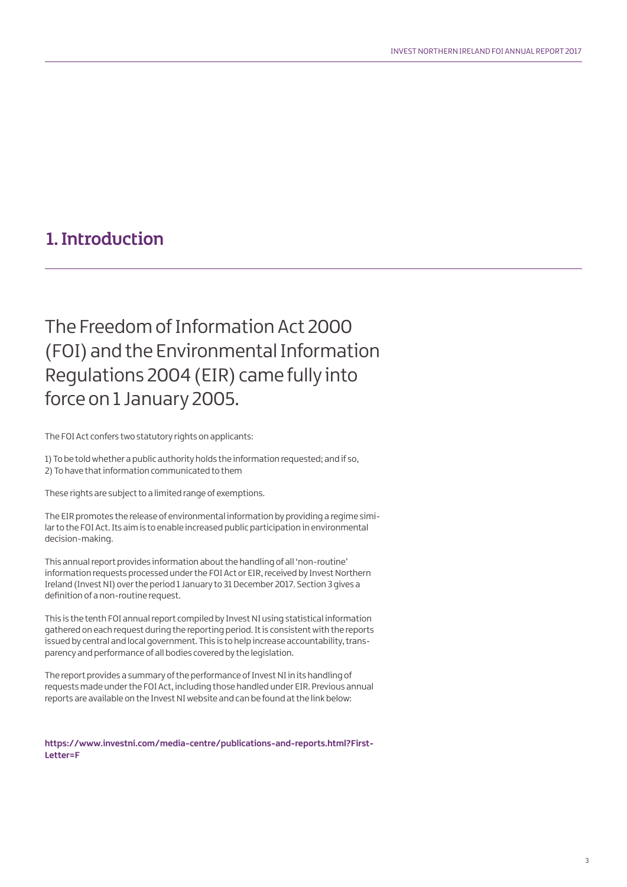# 1. Introduction

## The Freedom of Information Act 2000 (FOI) and the Environmental Information Regulations 2004 (EIR) came fully into force on 1 January 2005.

The FOI Act confers two statutory rights on applicants:

1) To be told whether a public authority holds the information requested; and if so,
2) To have that information communicated to them

These rights are subject to a limited range of exemptions.

The EIR promotes the release of environmental information by providing a regime similar to the FOI Act. Its aim is to enable increased public participation in environmental decision-making.

This annual report provides information about the handling of all 'non-routine' information requests processed under the FOI Act or EIR, received by Invest Northern Ireland (Invest NI) over the period 1 January to 31 December 2017. Section 3 gives a definition of a non-routine request.

This is the tenth FOI annual report compiled by Invest NI using statistical information gathered on each request during the reporting period. It is consistent with the reports issued by central and local government. This is to help increase accountability, transparency and performance of all bodies covered by the legislation.

The report provides a summary of the performance of Invest NI in its handling of requests made under the FOI Act, including those handled under EIR. Previous annual reports are available on the Invest NI website and can be found at the link below:

**https://www.investni.com/media-centre/publications-and-reports.html?FirstLetter=F**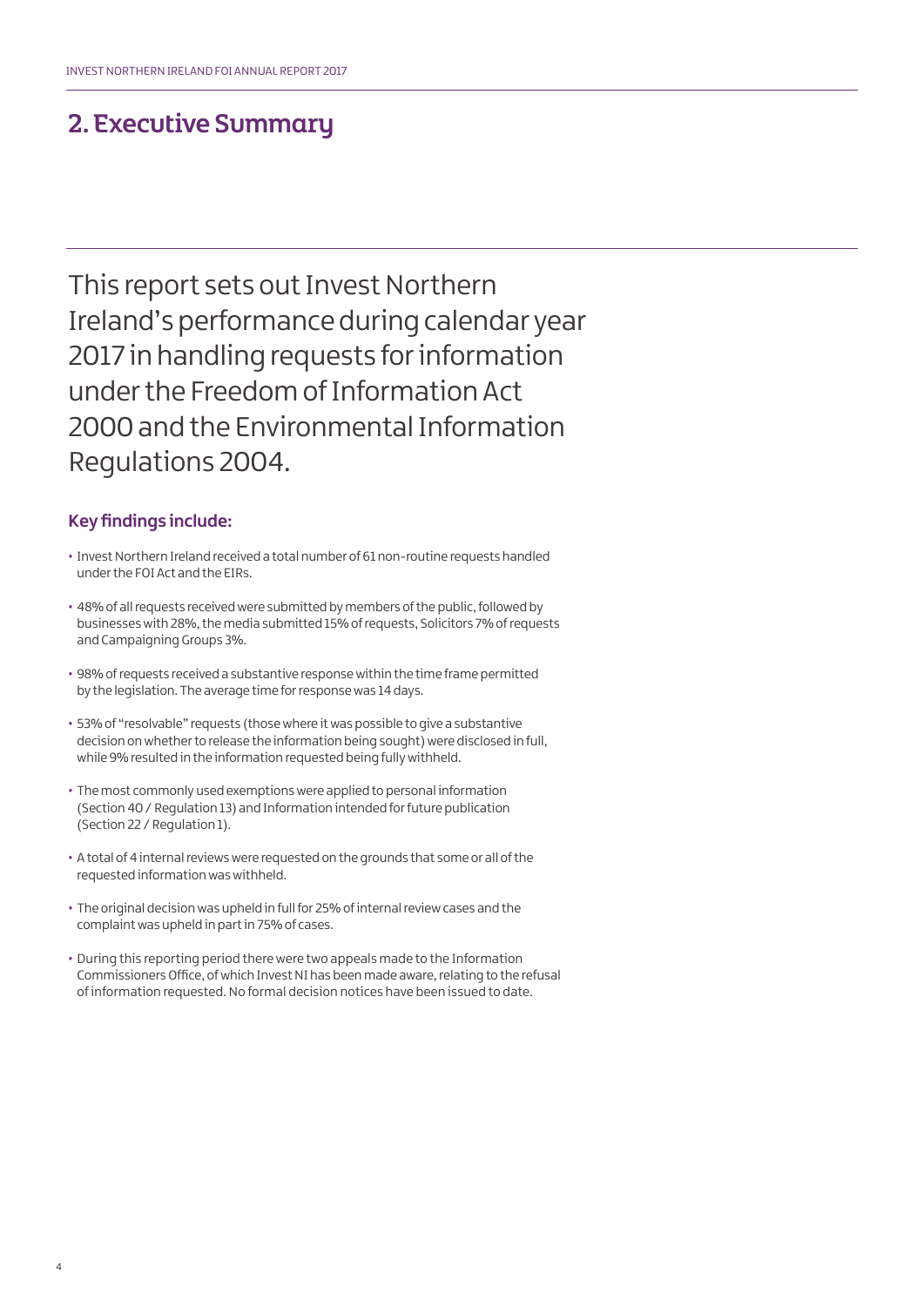## 2. Executive Summary

This report sets out Invest Northern Ireland's performance during calendar year 2017 in handling requests for information under the Freedom of Information Act 2000 and the Environmental Information Regulations 2004.

### Key findings include:

- Invest Northern Ireland received a total number of 61 non-routine requests handled under the FOI Act and the EIRs.
- 48% of all requests received were submitted by members of the public, followed by businesses with 28%, the media submitted 15% of requests, Solicitors 7% of requests and Campaigning Groups 3%.
- 98% of requests received a substantive response within the time frame permitted by the legislation. The average time for response was 14 days.
- 53% of "resolvable" requests (those where it was possible to give a substantive decision on whether to release the information being sought) were disclosed in full, while 9% resulted in the information requested being fully withheld.
- The most commonly used exemptions were applied to personal information (Section 40 / Regulation 13) and Information intended for future publication (Section 22 / Regulation 1).
- A total of 4 internal reviews were requested on the grounds that some or all of the requested information was withheld.
- The original decision was upheld in full for 25% of internal review cases and the complaint was upheld in part in 75% of cases.
- During this reporting period there were two appeals made to the Information Commissioners Office, of which Invest NI has been made aware, relating to the refusal of information requested. No formal decision notices have been issued to date.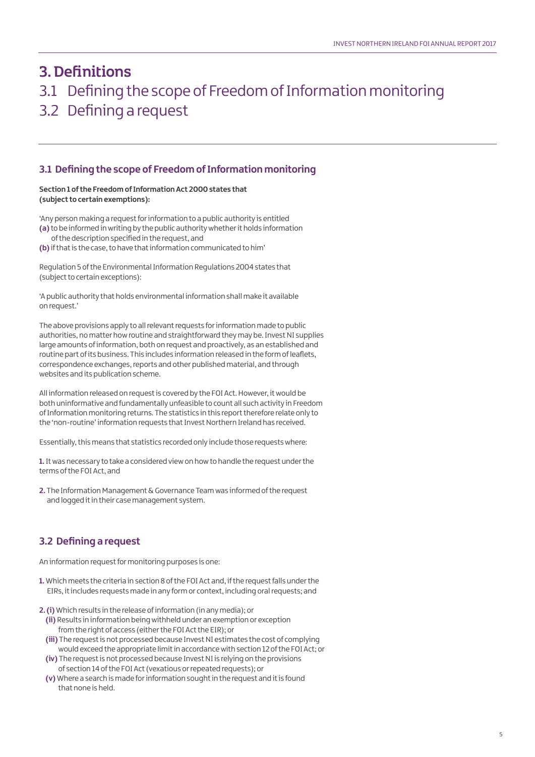# 3. Definitions

## 3.1 Defining the scope of Freedom of Information monitoring

## 3.2 Defining a request

### 3.1 Defining the scope of Freedom of Information monitoring

**Section 1 of the Freedom of Information Act 2000 states that (subject to certain exemptions):**

'Any person making a request for information to a public authority is entitled

**(a)** to be informed in writing by the public authority whether it holds information of the description specified in the request, and

**(b)** if that is the case, to have that information communicated to him'

Regulation 5 of the Environmental Information Regulations 2004 states that (subject to certain exceptions):

'A public authority that holds environmental information shall make it available on request.'

The above provisions apply to all relevant requests for information made to public authorities, no matter how routine and straightforward they may be. Invest NI supplies large amounts of information, both on request and proactively, as an established and routine part of its business. This includes information released in the form of leaflets, correspondence exchanges, reports and other published material, and through websites and its publication scheme.

All information released on request is covered by the FOI Act. However, it would be both uninformative and fundamentally unfeasible to count all such activity in Freedom of Information monitoring returns. The statistics in this report therefore relate only to the 'non-routine' information requests that Invest Northern Ireland has received.

Essentially, this means that statistics recorded only include those requests where:

**1.** It was necessary to take a considered view on how to handle the request under the terms of the FOI Act, and

**2.** The Information Management & Governance Team was informed of the request and logged it in their case management system.

### 3.2 Defining a request

An information request for monitoring purposes is one:

**1.** Which meets the criteria in section 8 of the FOI Act and, if the request falls under the EIRs, it includes requests made in any form or context, including oral requests; and

**2. (i)** Which results in the release of information (in any media); or

**(ii)** Results in information being withheld under an exemption or exception from the right of access (either the FOI Act the EIR); or

**(iii)** The request is not processed because Invest NI estimates the cost of complying would exceed the appropriate limit in accordance with section 12 of the FOI Act; or

**(iv)** The request is not processed because Invest NI is relying on the provisions of section 14 of the FOI Act (vexatious or repeated requests); or

**(v)** Where a search is made for information sought in the request and it is found that none is held.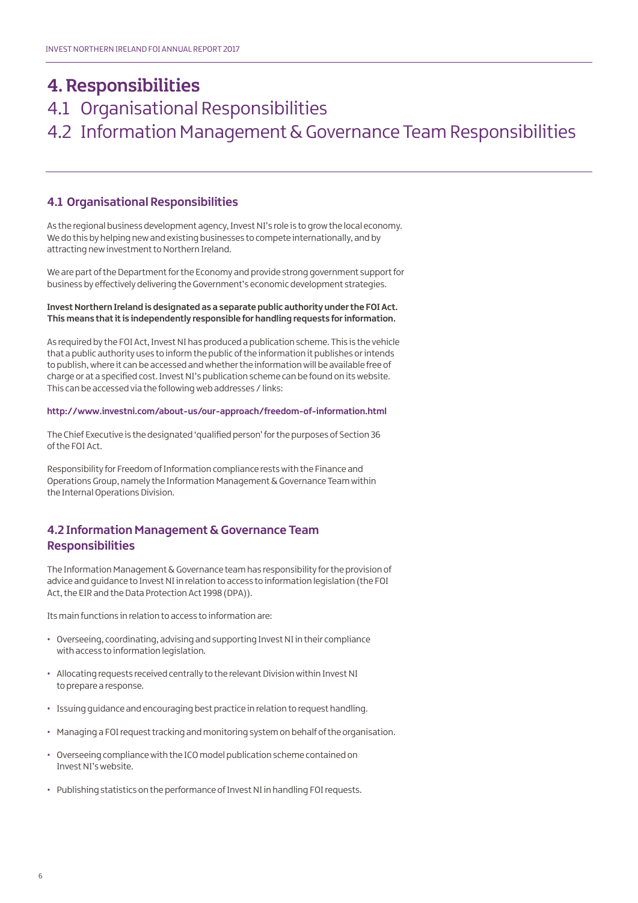# 4. Responsibilities

4.1 Organisational Responsibilities

4.2 Information Management & Governance Team Responsibilities

## 4.1 Organisational Responsibilities

As the regional business development agency, Invest NI's role is to grow the local economy. We do this by helping new and existing businesses to compete internationally, and by attracting new investment to Northern Ireland.

We are part of the Department for the Economy and provide strong government support for business by effectively delivering the Government's economic development strategies.

**Invest Northern Ireland is designated as a separate public authority under the FOI Act. This means that it is independently responsible for handling requests for information.**

As required by the FOI Act, Invest NI has produced a publication scheme. This is the vehicle that a public authority uses to inform the public of the information it publishes or intends to publish, where it can be accessed and whether the information will be available free of charge or at a specified cost. Invest NI's publication scheme can be found on its website. This can be accessed via the following web addresses / links:

**http://www.investni.com/about-us/our-approach/freedom-of-information.html**

The Chief Executive is the designated 'qualified person' for the purposes of Section 36 of the FOI Act.

Responsibility for Freedom of Information compliance rests with the Finance and Operations Group, namely the Information Management & Governance Team within the Internal Operations Division.

## 4.2 Information Management & Governance Team Responsibilities

The Information Management & Governance team has responsibility for the provision of advice and guidance to Invest NI in relation to access to information legislation (the FOI Act, the EIR and the Data Protection Act 1998 (DPA)).

Its main functions in relation to access to information are:

- Overseeing, coordinating, advising and supporting Invest NI in their compliance with access to information legislation.
- Allocating requests received centrally to the relevant Division within Invest NI to prepare a response.
- Issuing guidance and encouraging best practice in relation to request handling.
- Managing a FOI request tracking and monitoring system on behalf of the organisation.
- Overseeing compliance with the ICO model publication scheme contained on Invest NI's website.
- Publishing statistics on the performance of Invest NI in handling FOI requests.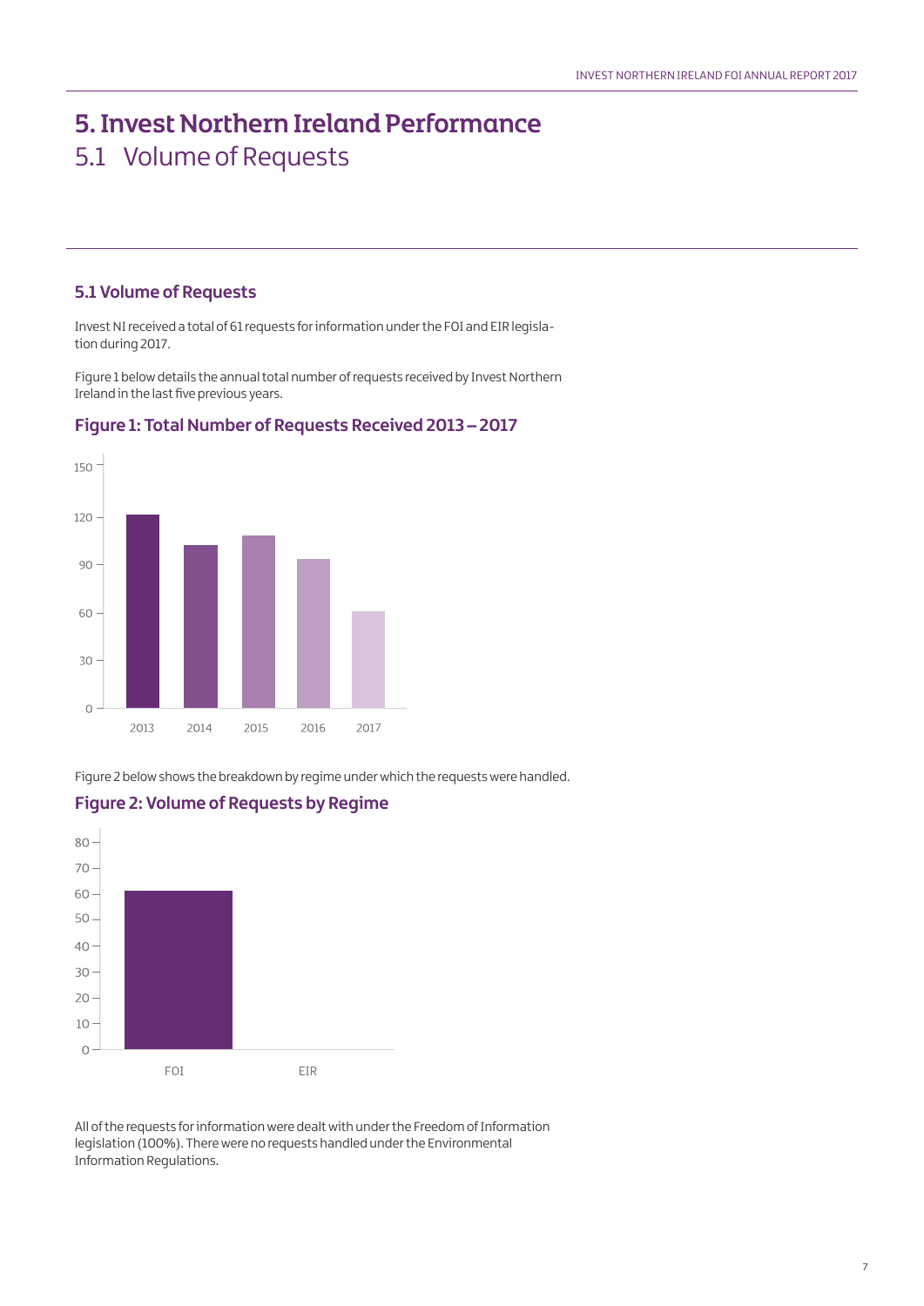# 5. Invest Northern Ireland Performance

## 5.1 Volume of Requests

### 5.1 Volume of Requests

Invest NI received a total of 61 requests for information under the FOI and EIR legislation during 2017.

Figure 1 below details the annual total number of requests received by Invest Northern Ireland in the last five previous years.

### Figure 1: Total Number of Requests Received 2013 – 2017

Figure 2 below shows the breakdown by regime under which the requests were handled.

### Figure 2: Volume of Requests by Regime

All of the requests for information were dealt with under the Freedom of Information legislation (100%). There were no requests handled under the Environmental Information Regulations.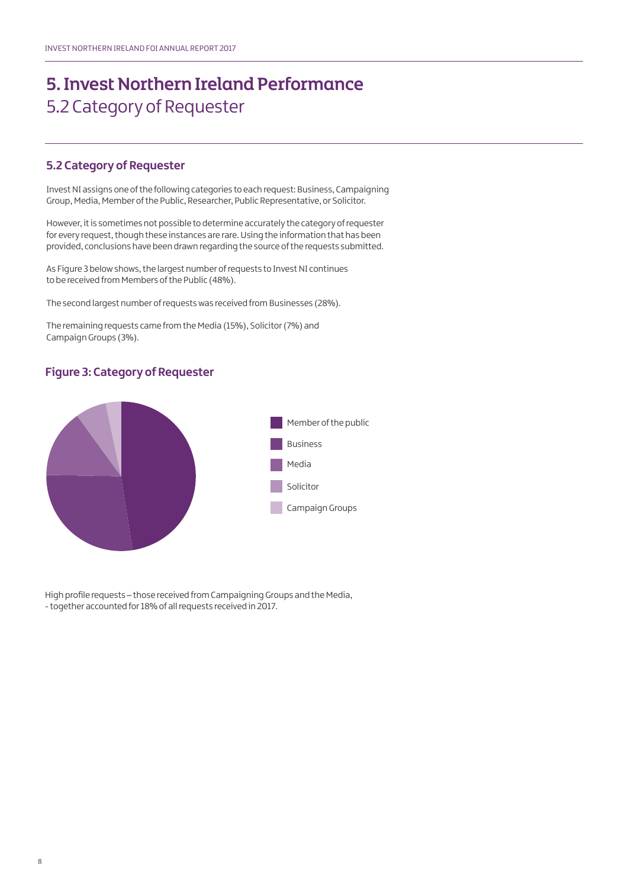# 5. Invest Northern Ireland Performance

## 5.2 Category of Requester

### 5.2 Category of Requester

Invest NI assigns one of the following categories to each request: Business, Campaigning Group, Media, Member of the Public, Researcher, Public Representative, or Solicitor.

However, it is sometimes not possible to determine accurately the category of requester for every request, though these instances are rare. Using the information that has been provided, conclusions have been drawn regarding the source of the requests submitted.

As Figure 3 below shows, the largest number of requests to Invest NI continues to be received from Members of the Public (48%).

The second largest number of requests was received from Businesses (28%).

The remaining requests came from the Media (15%), Solicitor (7%) and Campaign Groups (3%).

### Figure 3: Category of Requester

- Member of the public
- Business
- Media
- Solicitor
- Campaign Groups

High profile requests – those received from Campaigning Groups and the Media, - together accounted for 18% of all requests received in 2017.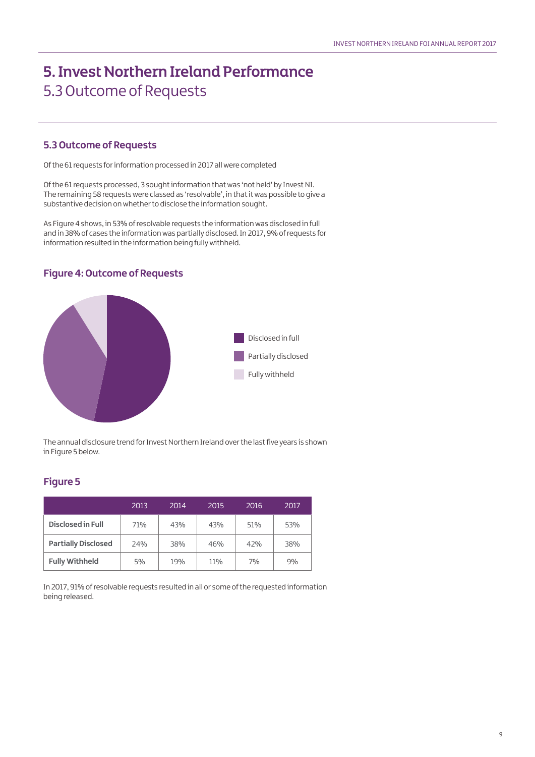# 5. Invest Northern Ireland Performance
## 5.3 Outcome of Requests

### 5.3 Outcome of Requests

Of the 61 requests for information processed in 2017 all were completed

Of the 61 requests processed, 3 sought information that was 'not held' by Invest NI. The remaining 58 requests were classed as 'resolvable', in that it was possible to give a substantive decision on whether to disclose the information sought.

As Figure 4 shows, in 53% of resolvable requests the information was disclosed in full and in 38% of cases the information was partially disclosed. In 2017, 9% of requests for information resulted in the information being fully withheld.

### Figure 4: Outcome of Requests

Disclosed in full
Partially disclosed
Fully withheld

The annual disclosure trend for Invest Northern Ireland over the last five years is shown in Figure 5 below.

### Figure 5

| | 2013 | 2014 | 2015 | 2016 | 2017 |
|---|---|---|---|---|---|
| **Disclosed in Full** | 71% | 43% | 43% | 51% | 53% |
| **Partially Disclosed** | 24% | 38% | 46% | 42% | 38% |
| **Fully Withheld** | 5% | 19% | 11% | 7% | 9% |

In 2017, 91% of resolvable requests resulted in all or some of the requested information being released.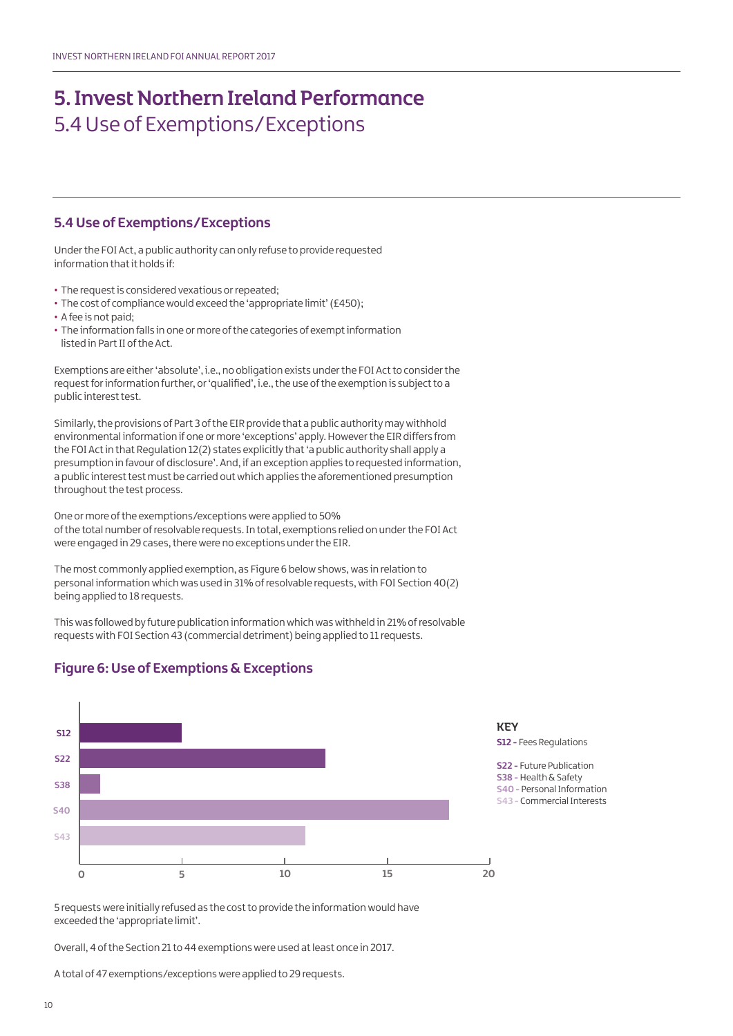# 5. Invest Northern Ireland Performance
## 5.4 Use of Exemptions/Exceptions

### 5.4 Use of Exemptions/Exceptions

Under the FOI Act, a public authority can only refuse to provide requested information that it holds if:

- The request is considered vexatious or repeated;
- The cost of compliance would exceed the 'appropriate limit' (£450);
- A fee is not paid;
- The information falls in one or more of the categories of exempt information listed in Part II of the Act.

Exemptions are either 'absolute', i.e., no obligation exists under the FOI Act to consider the request for information further, or 'qualified', i.e., the use of the exemption is subject to a public interest test.

Similarly, the provisions of Part 3 of the EIR provide that a public authority may withhold environmental information if one or more 'exceptions' apply. However the EIR differs from the FOI Act in that Regulation 12(2) states explicitly that 'a public authority shall apply a presumption in favour of disclosure'. And, if an exception applies to requested information, a public interest test must be carried out which applies the aforementioned presumption throughout the test process.

One or more of the exemptions/exceptions were applied to 50% of the total number of resolvable requests. In total, exemptions relied on under the FOI Act were engaged in 29 cases, there were no exceptions under the EIR.

The most commonly applied exemption, as Figure 6 below shows, was in relation to personal information which was used in 31% of resolvable requests, with FOI Section 40(2) being applied to 18 requests.

This was followed by future publication information which was withheld in 21% of resolvable requests with FOI Section 43 (commercial detriment) being applied to 11 requests.

### Figure 6: Use of Exemptions & Exceptions

| Section | Number |
| --- | --- |
| S12 | 5 |
| S22 | 12 |
| S38 | 1 |
| S40 | 18 |
| S43 | 11 |

**KEY**
- **S12 -** Fees Regulations
- **S22 -** Future Publication
- **S38 -** Health & Safety
- **S40 -** Personal Information
- **S43 -** Commercial Interests

5 requests were initially refused as the cost to provide the information would have exceeded the 'appropriate limit'.

Overall, 4 of the Section 21 to 44 exemptions were used at least once in 2017.

A total of 47 exemptions/exceptions were applied to 29 requests.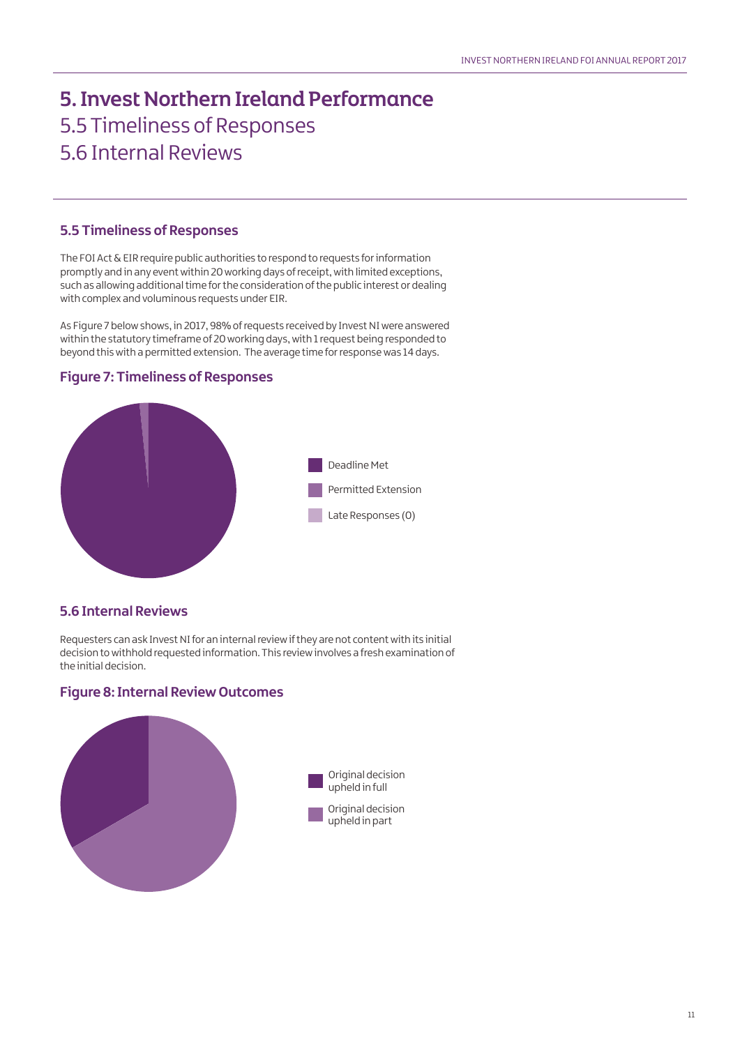# 5. Invest Northern Ireland Performance

# 5.5 Timeliness of Responses

# 5.6 Internal Reviews

## 5.5 Timeliness of Responses

The FOI Act & EIR require public authorities to respond to requests for information promptly and in any event within 20 working days of receipt, with limited exceptions, such as allowing additional time for the consideration of the public interest or dealing with complex and voluminous requests under EIR.

As Figure 7 below shows, in 2017, 98% of requests received by Invest NI were answered within the statutory timeframe of 20 working days, with 1 request being responded to beyond this with a permitted extension. The average time for response was 14 days.

### Figure 7: Timeliness of Responses

- Deadline Met
- Permitted Extension
- Late Responses (0)

## 5.6 Internal Reviews

Requesters can ask Invest NI for an internal review if they are not content with its initial decision to withhold requested information. This review involves a fresh examination of the initial decision.

### Figure 8: Internal Review Outcomes

- Original decision upheld in full
- Original decision upheld in part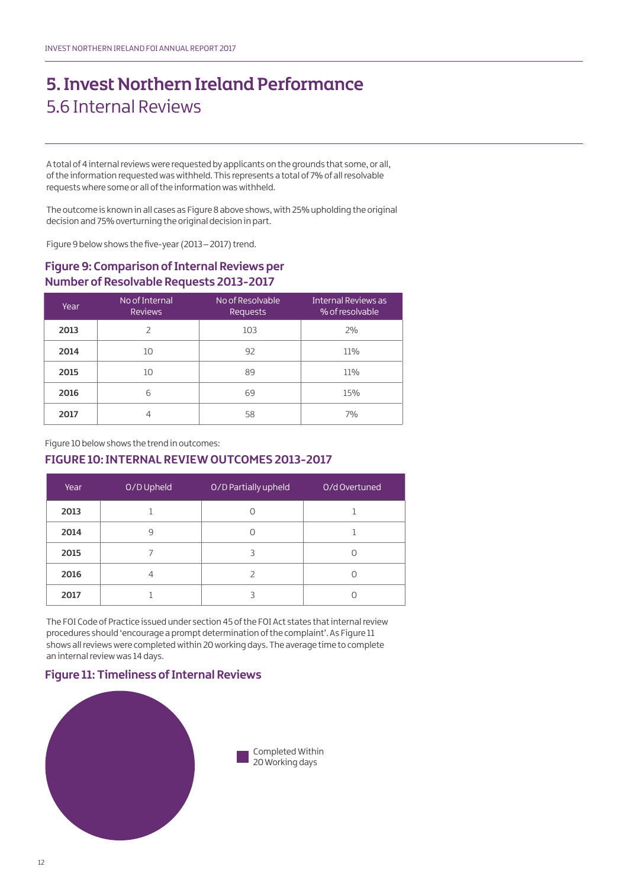# 5. Invest Northern Ireland Performance
## 5.6 Internal Reviews

A total of 4 internal reviews were requested by applicants on the grounds that some, or all, of the information requested was withheld. This represents a total of 7% of all resolvable requests where some or all of the information was withheld.

The outcome is known in all cases as Figure 8 above shows, with 25% upholding the original decision and 75% overturning the original decision in part.

Figure 9 below shows the five-year (2013 – 2017) trend.

### Figure 9: Comparison of Internal Reviews per Number of Resolvable Requests 2013-2017

| Year | No of Internal Reviews | No of Resolvable Requests | Internal Reviews as % of resolvable |
|---|---|---|---|
| **2013** | 2 | 103 | 2% |
| **2014** | 10 | 92 | 11% |
| **2015** | 10 | 89 | 11% |
| **2016** | 6 | 69 | 15% |
| **2017** | 4 | 58 | 7% |

Figure 10 below shows the trend in outcomes:

### FIGURE 10: INTERNAL REVIEW OUTCOMES 2013-2017

| Year | O/D Upheld | O/D Partially upheld | O/d Overtuned |
|---|---|---|---|
| **2013** | 1 | 0 | 1 |
| **2014** | 9 | 0 | 1 |
| **2015** | 7 | 3 | 0 |
| **2016** | 4 | 2 | 0 |
| **2017** | 1 | 3 | 0 |

The FOI Code of Practice issued under section 45 of the FOI Act states that internal review procedures should 'encourage a prompt determination of the complaint'. As Figure 11 shows all reviews were completed within 20 working days. The average time to complete an internal review was 14 days.

### Figure 11: Timeliness of Internal Reviews

Completed Within 20 Working days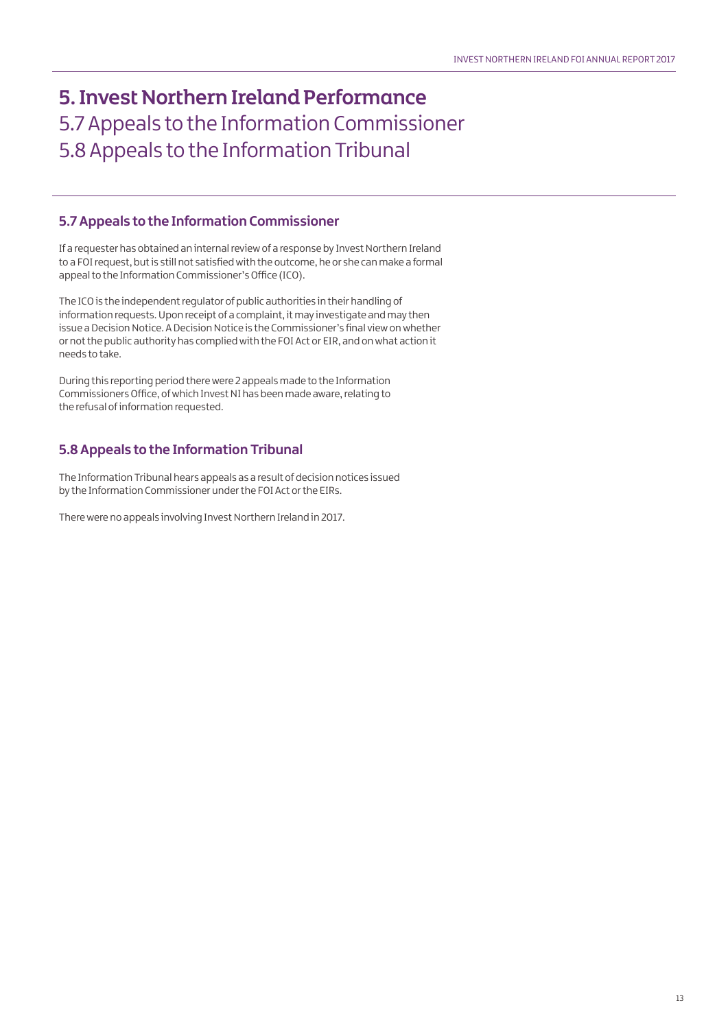# 5. Invest Northern Ireland Performance

## 5.7 Appeals to the Information Commissioner
## 5.8 Appeals to the Information Tribunal

### 5.7 Appeals to the Information Commissioner

If a requester has obtained an internal review of a response by Invest Northern Ireland to a FOI request, but is still not satisfied with the outcome, he or she can make a formal appeal to the Information Commissioner's Office (ICO).

The ICO is the independent regulator of public authorities in their handling of information requests. Upon receipt of a complaint, it may investigate and may then issue a Decision Notice. A Decision Notice is the Commissioner's final view on whether or not the public authority has complied with the FOI Act or EIR, and on what action it needs to take.

During this reporting period there were 2 appeals made to the Information Commissioners Office, of which Invest NI has been made aware, relating to the refusal of information requested.

### 5.8 Appeals to the Information Tribunal

The Information Tribunal hears appeals as a result of decision notices issued by the Information Commissioner under the FOI Act or the EIRs.

There were no appeals involving Invest Northern Ireland in 2017.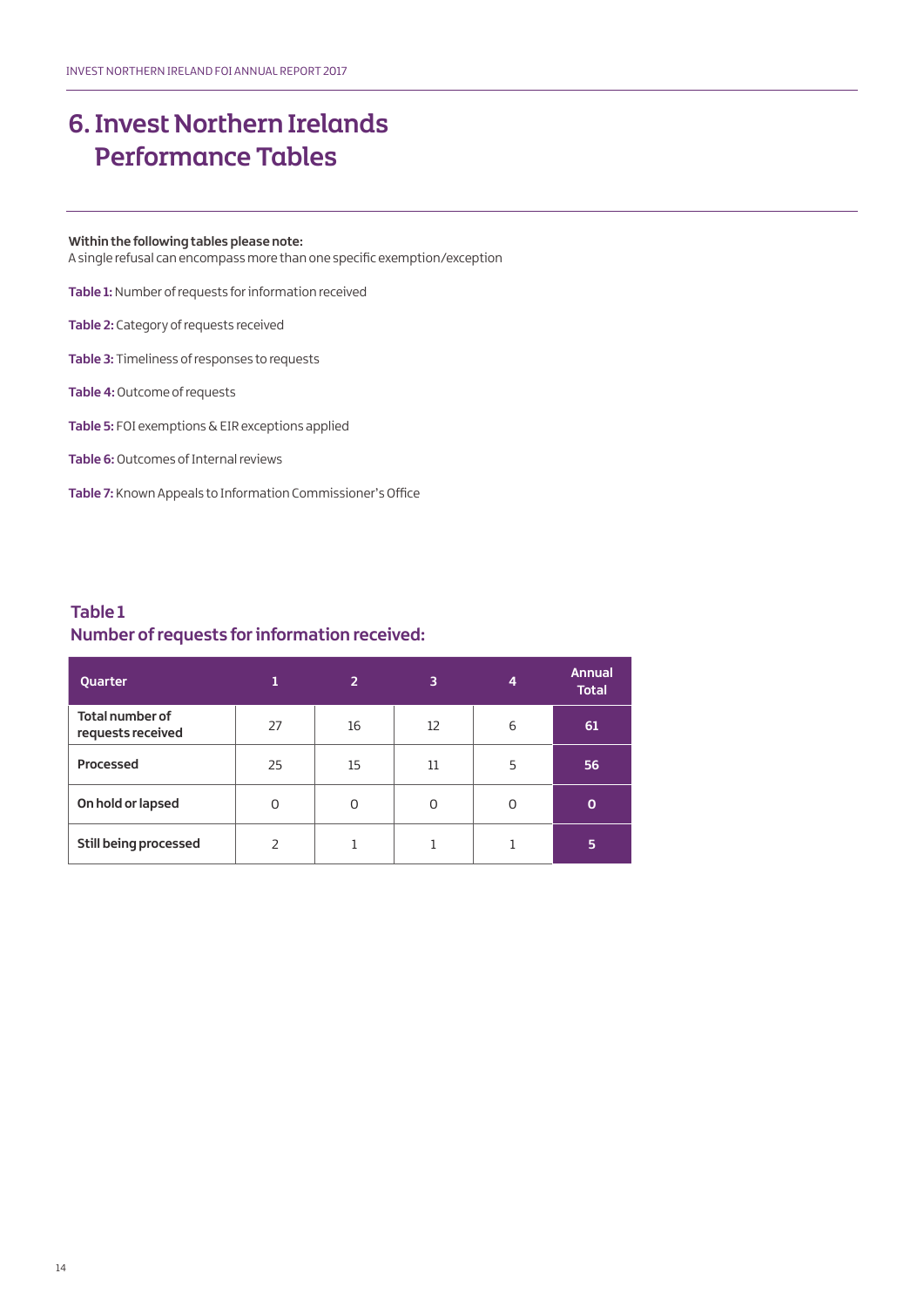# 6. Invest Northern Irelands Performance Tables

**Within the following tables please note:**
A single refusal can encompass more than one specific exemption/exception

**Table 1:** Number of requests for information received

**Table 2:** Category of requests received

**Table 3:** Timeliness of responses to requests

**Table 4:** Outcome of requests

**Table 5:** FOI exemptions & EIR exceptions applied

**Table 6:** Outcomes of Internal reviews

**Table 7:** Known Appeals to Information Commissioner's Office

## Table 1
## Number of requests for information received:

| Quarter | 1 | 2 | 3 | 4 | Annual Total |
|---|---|---|---|---|---|
| **Total number of requests received** | 27 | 16 | 12 | 6 | **61** |
| **Processed** | 25 | 15 | 11 | 5 | **56** |
| **On hold or lapsed** | 0 | 0 | 0 | 0 | **0** |
| **Still being processed** | 2 | 1 | 1 | 1 | **5** |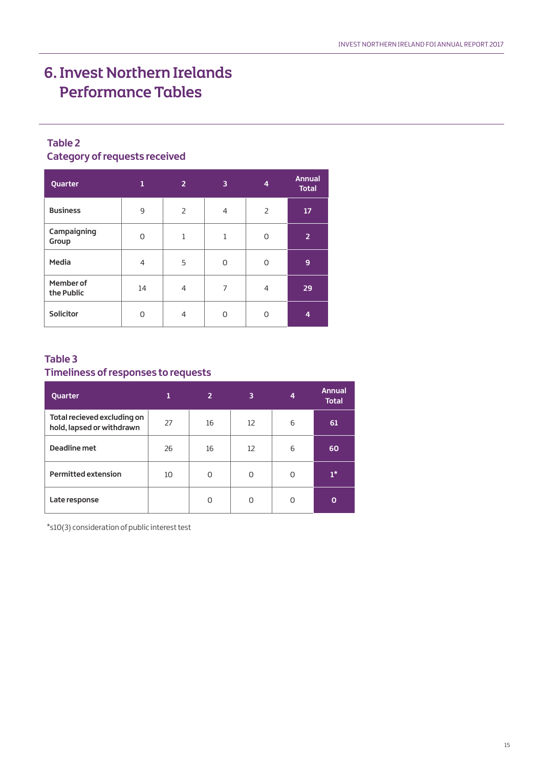# 6. Invest Northern Irelands Performance Tables

### Table 2
### Category of requests received

| Quarter | 1 | 2 | 3 | 4 | Annual Total |
|---|---|---|---|---|---|
| Business | 9 | 2 | 4 | 2 | **17** |
| Campaigning Group | 0 | 1 | 1 | 0 | **2** |
| Media | 4 | 5 | 0 | 0 | **9** |
| Member of the Public | 14 | 4 | 7 | 4 | **29** |
| Solicitor | 0 | 4 | 0 | 0 | **4** |

### Table 3
### Timeliness of responses to requests

| Quarter | 1 | 2 | 3 | 4 | Annual Total |
|---|---|---|---|---|---|
| Total recieved excluding on hold, lapsed or withdrawn | 27 | 16 | 12 | 6 | **61** |
| Deadline met | 26 | 16 | 12 | 6 | **60** |
| Permitted extension | 10 | 0 | 0 | 0 | **1*** |
| Late response | | 0 | 0 | 0 | **0** |

*s10(3) consideration of public interest test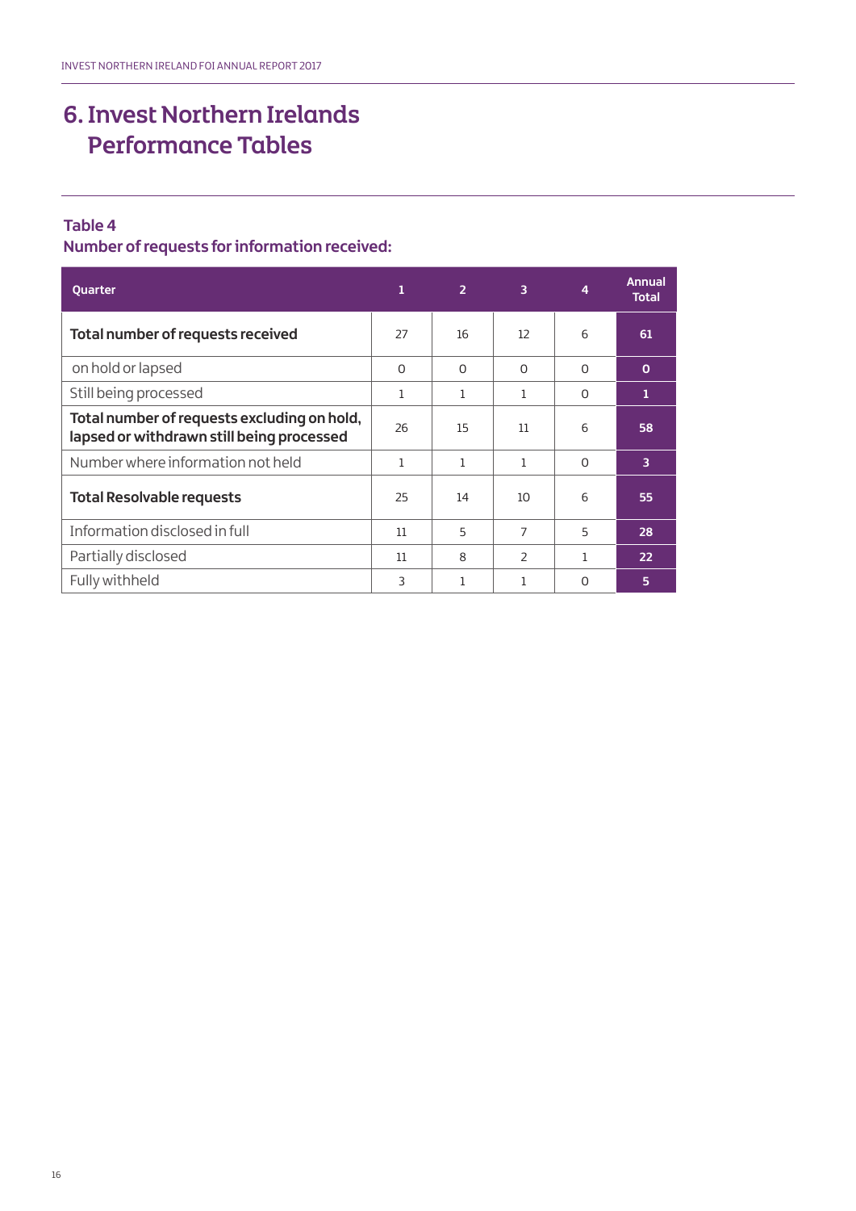# 6. Invest Northern Irelands Performance Tables

**Table 4**
**Number of requests for information received:**

| Quarter | 1 | 2 | 3 | 4 | Annual Total |
|---|---|---|---|---|---|
| **Total number of requests received** | 27 | 16 | 12 | 6 | **61** |
| on hold or lapsed | 0 | 0 | 0 | 0 | **0** |
| Still being processed | 1 | 1 | 1 | 0 | **1** |
| **Total number of requests excluding on hold, lapsed or withdrawn still being processed** | 26 | 15 | 11 | 6 | **58** |
| Number where information not held | 1 | 1 | 1 | 0 | **3** |
| **Total Resolvable requests** | 25 | 14 | 10 | 6 | **55** |
| Information disclosed in full | 11 | 5 | 7 | 5 | **28** |
| Partially disclosed | 11 | 8 | 2 | 1 | **22** |
| Fully withheld | 3 | 1 | 1 | 0 | **5** |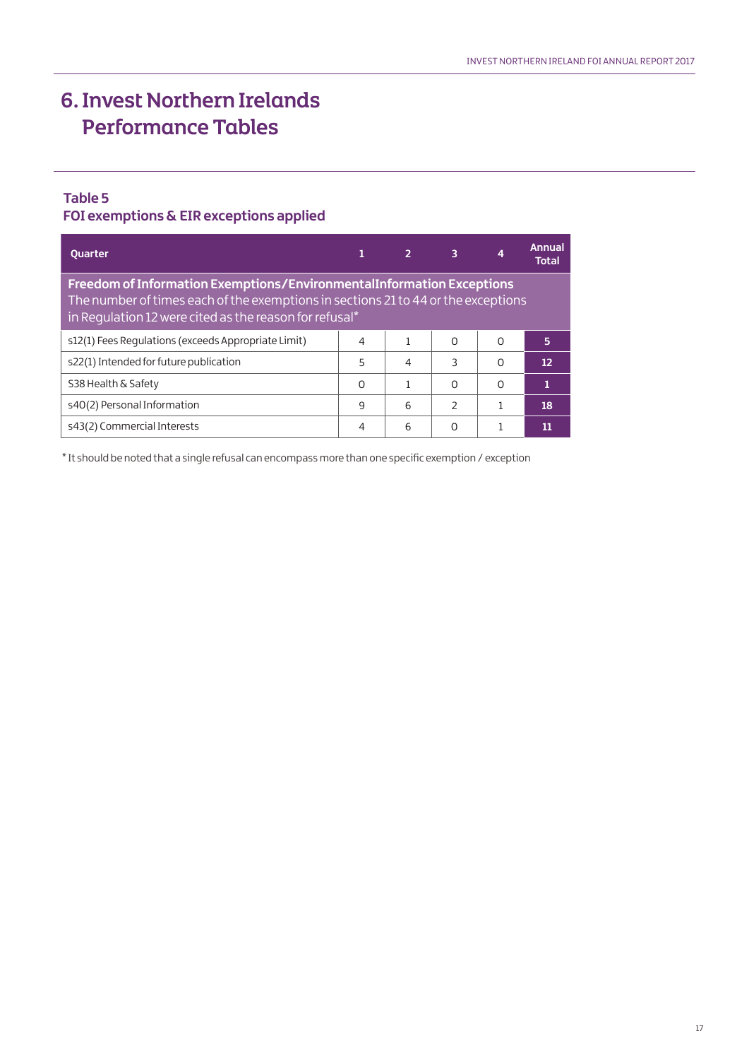# 6. Invest Northern Irelands Performance Tables

### Table 5
### FOI exemptions & EIR exceptions applied

| Quarter | 1 | 2 | 3 | 4 | Annual Total |
|---|---|---|---|---|---|
| **Freedom of Information Exemptions/EnvironmentalInformation Exceptions** The number of times each of the exemptions in sections 21 to 44 or the exceptions in Regulation 12 were cited as the reason for refusal* | | | | | |
| s12(1) Fees Regulations (exceeds Appropriate Limit) | 4 | 1 | 0 | 0 | **5** |
| s22(1) Intended for future publication | 5 | 4 | 3 | 0 | **12** |
| S38 Health & Safety | 0 | 1 | 0 | 0 | **1** |
| s40(2) Personal Information | 9 | 6 | 2 | 1 | **18** |
| s43(2) Commercial Interests | 4 | 6 | 0 | 1 | **11** |

* It should be noted that a single refusal can encompass more than one specific exemption / exception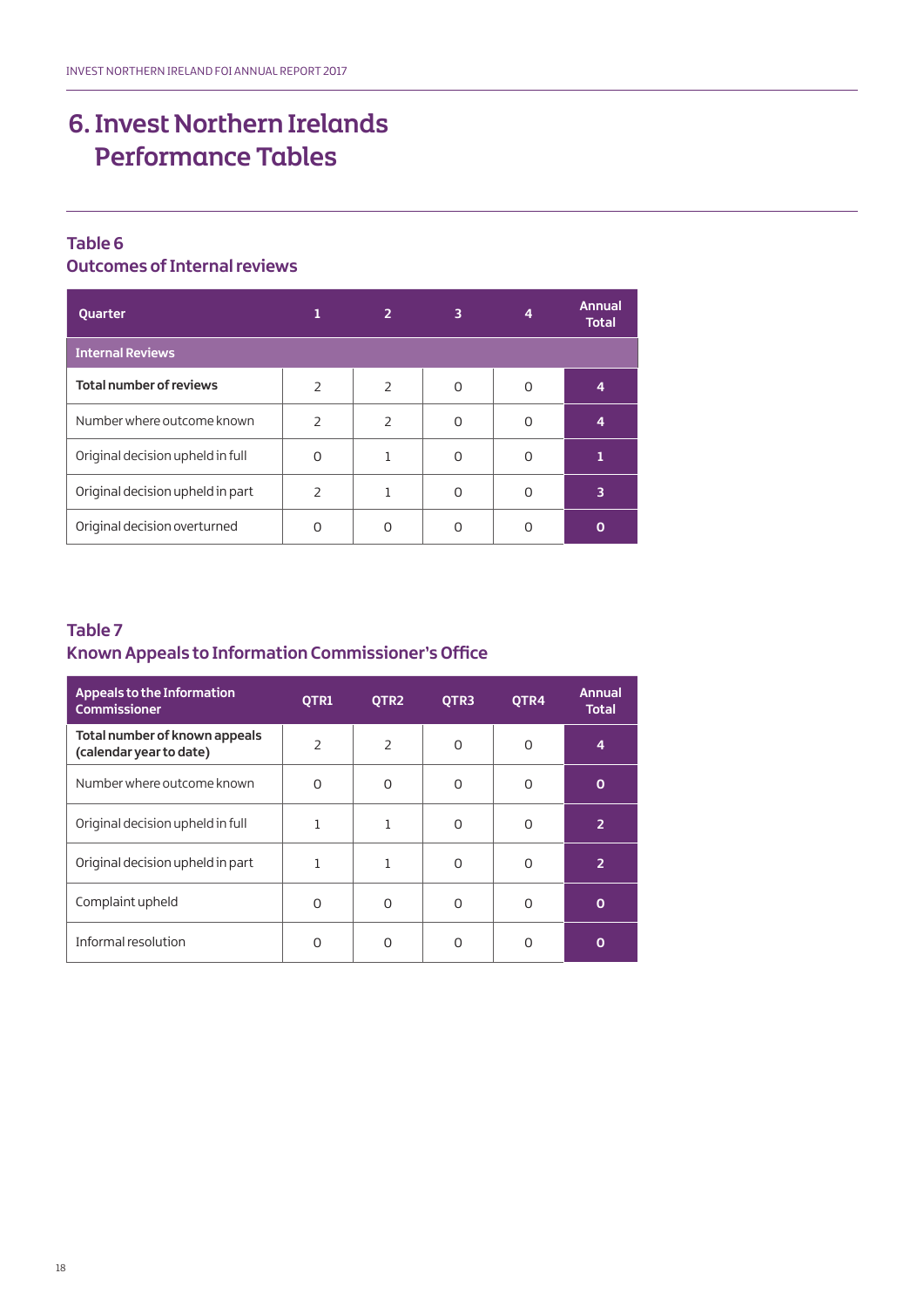# 6. Invest Northern Irelands Performance Tables

## Table 6
## Outcomes of Internal reviews

| Quarter | 1 | 2 | 3 | 4 | Annual Total |
|---|---|---|---|---|---|
| **Internal Reviews** | | | | | |
| **Total number of reviews** | 2 | 2 | 0 | 0 | **4** |
| Number where outcome known | 2 | 2 | 0 | 0 | **4** |
| Original decision upheld in full | 0 | 1 | 0 | 0 | **1** |
| Original decision upheld in part | 2 | 1 | 0 | 0 | **3** |
| Original decision overturned | 0 | 0 | 0 | 0 | **0** |

## Table 7
## Known Appeals to Information Commissioner's Office

| Appeals to the Information Commissioner | QTR1 | QTR2 | QTR3 | QTR4 | Annual Total |
|---|---|---|---|---|---|
| **Total number of known appeals (calendar year to date)** | 2 | 2 | 0 | 0 | **4** |
| Number where outcome known | 0 | 0 | 0 | 0 | **0** |
| Original decision upheld in full | 1 | 1 | 0 | 0 | **2** |
| Original decision upheld in part | 1 | 1 | 0 | 0 | **2** |
| Complaint upheld | 0 | 0 | 0 | 0 | **0** |
| Informal resolution | 0 | 0 | 0 | 0 | **0** |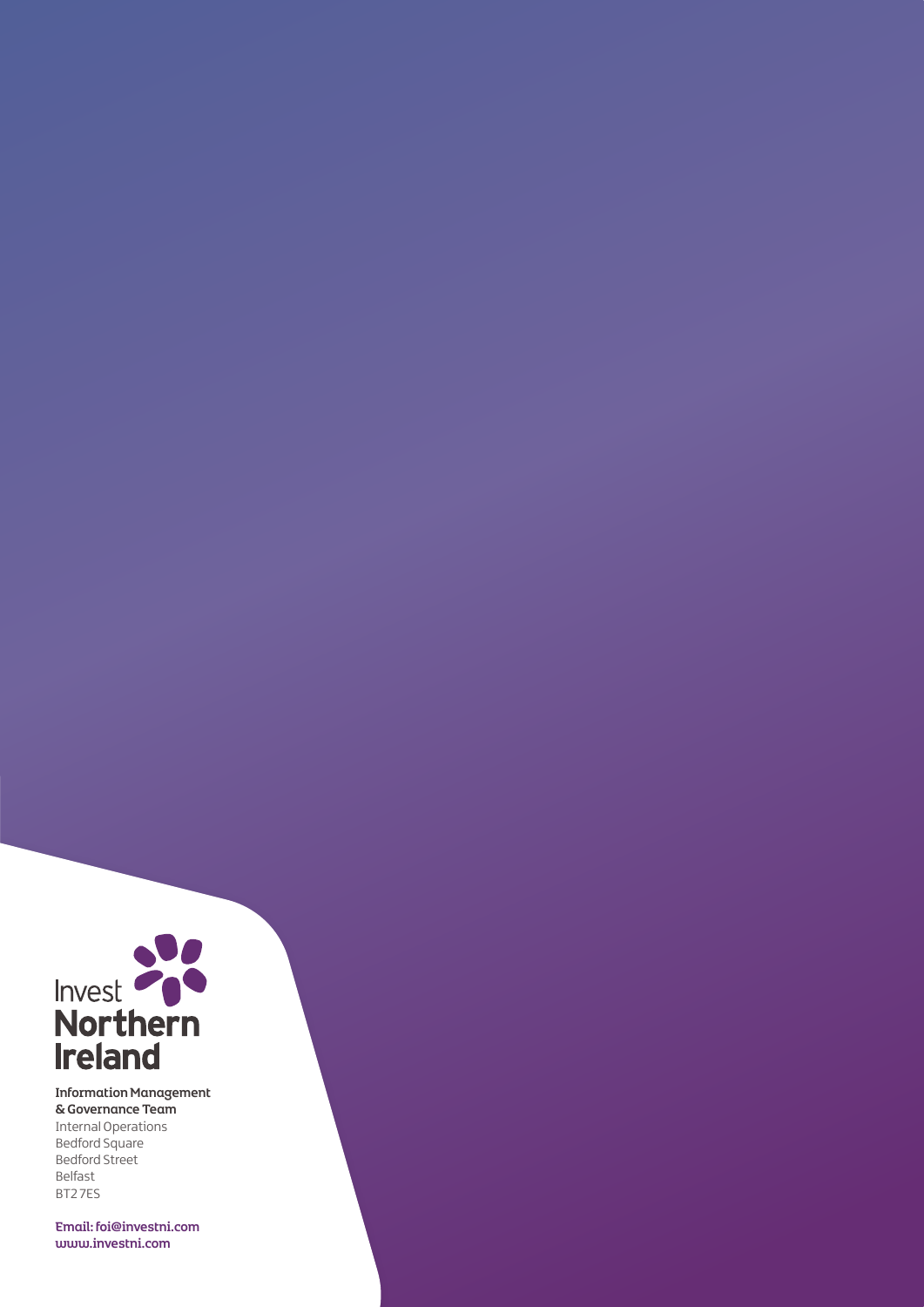Invest Northern Ireland

**Information Management & Governance Team**
Internal Operations
Bedford Square
Bedford Street
Belfast
BT2 7ES

Email: foi@investni.com
www.investni.com